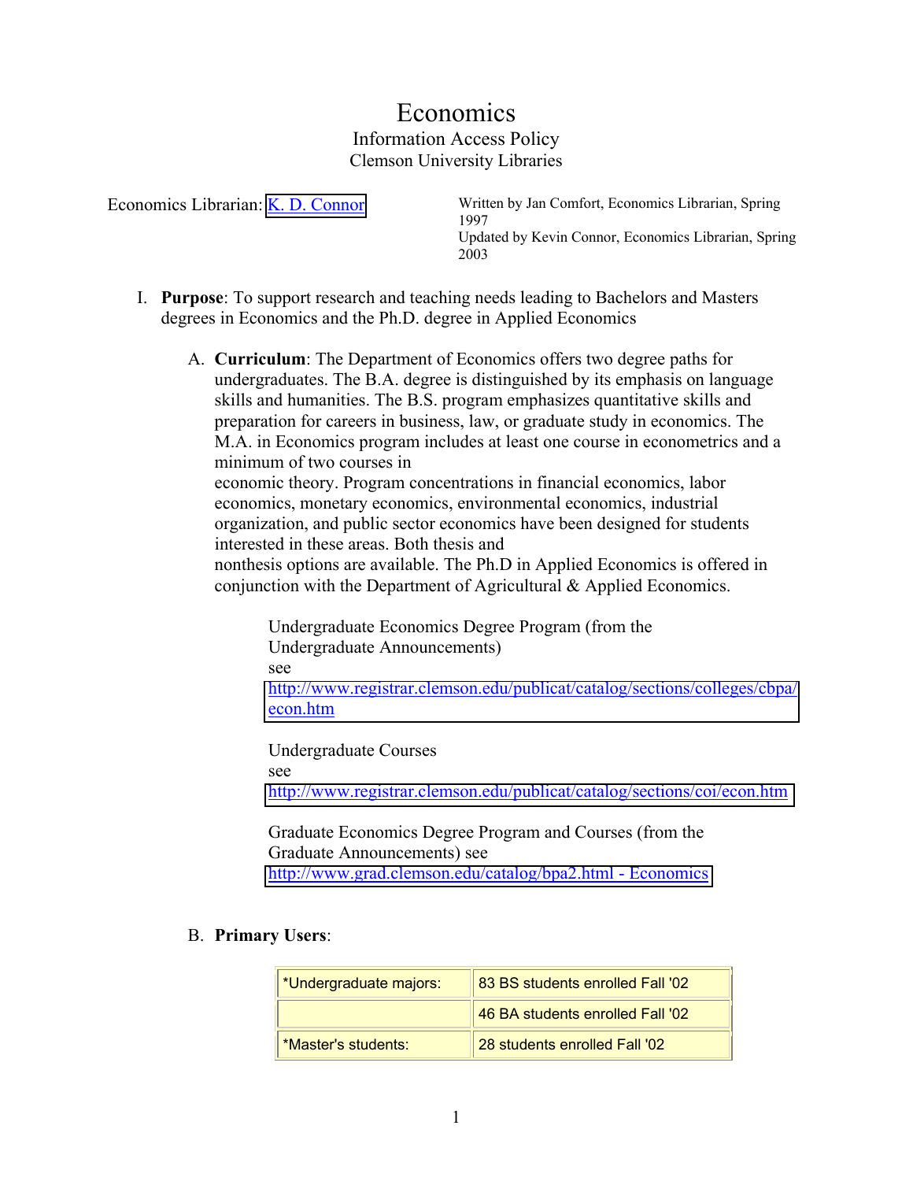# Economics

## Information Access Policy

## Clemson University Libraries

Economics Librarian: [K. D. Connor]

Written by Jan Comfort, Economics Librarian, Spring 1997
Updated by Kevin Connor, Economics Librarian, Spring 2003

I. **Purpose**: To support research and teaching needs leading to Bachelors and Masters degrees in Economics and the Ph.D. degree in Applied Economics

A. **Curriculum**: The Department of Economics offers two degree paths for undergraduates. The B.A. degree is distinguished by its emphasis on language skills and humanities. The B.S. program emphasizes quantitative skills and preparation for careers in business, law, or graduate study in economics. The M.A. in Economics program includes at least one course in econometrics and a minimum of two courses in economic theory. Program concentrations in financial economics, labor economics, monetary economics, environmental economics, industrial organization, and public sector economics have been designed for students interested in these areas. Both thesis and nonthesis options are available. The Ph.D in Applied Economics is offered in conjunction with the Department of Agricultural & Applied Economics.

Undergraduate Economics Degree Program (from the Undergraduate Announcements) see http://www.registrar.clemson.edu/publicat/catalog/sections/colleges/cbpa/econ.htm

Undergraduate Courses see http://www.registrar.clemson.edu/publicat/catalog/sections/coi/econ.htm

Graduate Economics Degree Program and Courses (from the Graduate Announcements) see http://www.grad.clemson.edu/catalog/bpa2.html - Economics

B. **Primary Users**:

| *Undergraduate majors: | 83 BS students enrolled Fall '02 |
|---|---|
| | 46 BA students enrolled Fall '02 |
| *Master's students: | 28 students enrolled Fall '02 |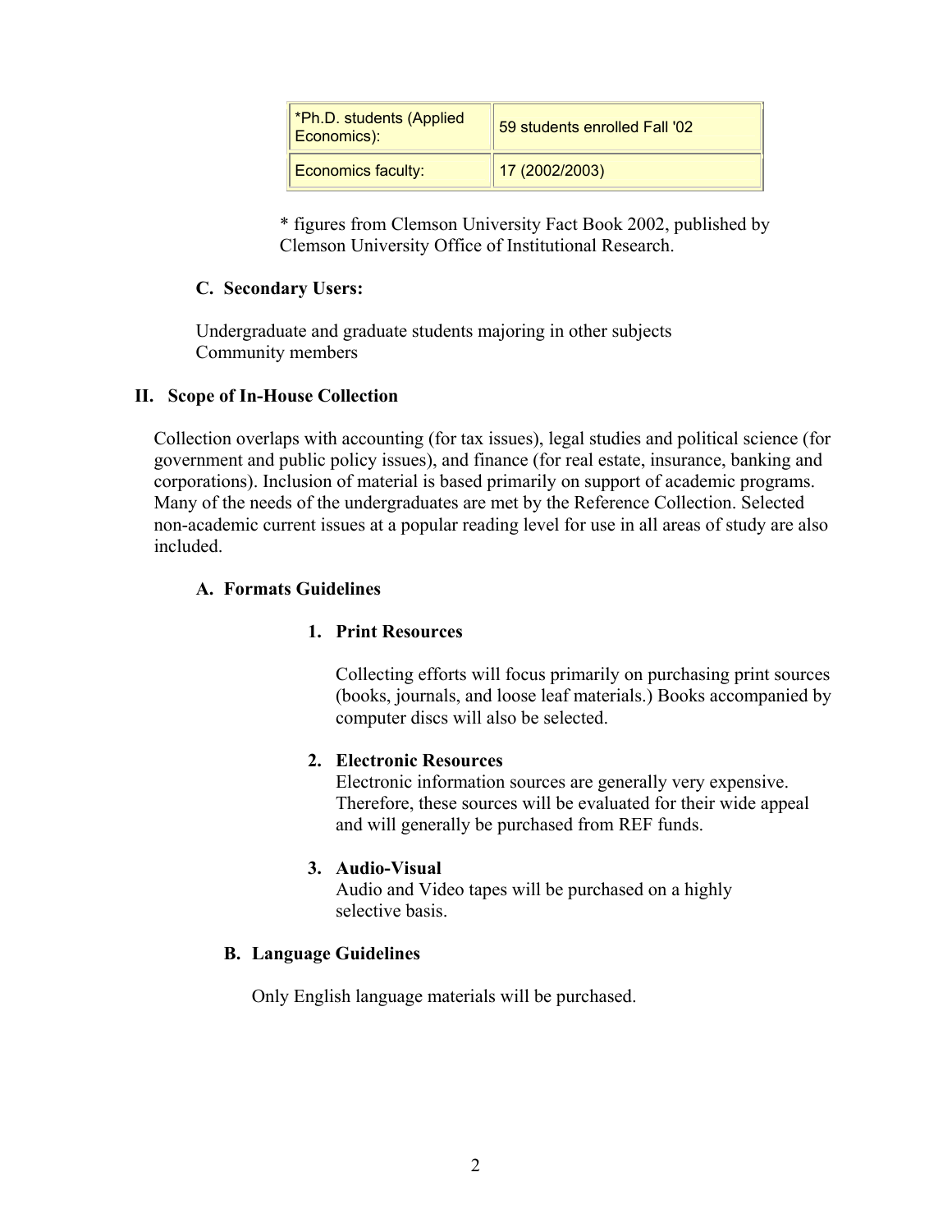| | |
|---|---|
| *Ph.D. students (Applied Economics): | 59 students enrolled Fall '02 |
| Economics faculty: | 17 (2002/2003) |

* figures from Clemson University Fact Book 2002, published by Clemson University Office of Institutional Research.

### C. Secondary Users:

Undergraduate and graduate students majoring in other subjects
Community members

## II. Scope of In-House Collection

Collection overlaps with accounting (for tax issues), legal studies and political science (for government and public policy issues), and finance (for real estate, insurance, banking and corporations). Inclusion of material is based primarily on support of academic programs. Many of the needs of the undergraduates are met by the Reference Collection. Selected non-academic current issues at a popular reading level for use in all areas of study are also included.

### A. Formats Guidelines

#### 1. Print Resources

Collecting efforts will focus primarily on purchasing print sources (books, journals, and loose leaf materials.) Books accompanied by computer discs will also be selected.

#### 2. Electronic Resources

Electronic information sources are generally very expensive. Therefore, these sources will be evaluated for their wide appeal and will generally be purchased from REF funds.

#### 3. Audio-Visual

Audio and Video tapes will be purchased on a highly selective basis.

### B. Language Guidelines

Only English language materials will be purchased.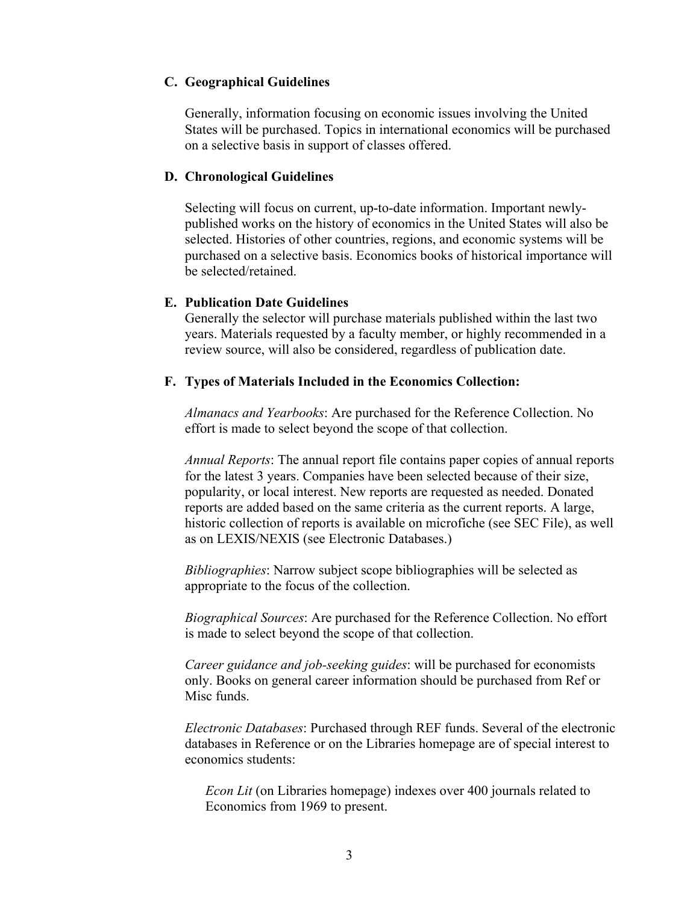### C. Geographical Guidelines

Generally, information focusing on economic issues involving the United States will be purchased. Topics in international economics will be purchased on a selective basis in support of classes offered.

### D. Chronological Guidelines

Selecting will focus on current, up-to-date information. Important newly-published works on the history of economics in the United States will also be selected. Histories of other countries, regions, and economic systems will be purchased on a selective basis. Economics books of historical importance will be selected/retained.

### E. Publication Date Guidelines

Generally the selector will purchase materials published within the last two years. Materials requested by a faculty member, or highly recommended in a review source, will also be considered, regardless of publication date.

### F. Types of Materials Included in the Economics Collection:

*Almanacs and Yearbooks*: Are purchased for the Reference Collection. No effort is made to select beyond the scope of that collection.

*Annual Reports*: The annual report file contains paper copies of annual reports for the latest 3 years. Companies have been selected because of their size, popularity, or local interest. New reports are requested as needed. Donated reports are added based on the same criteria as the current reports. A large, historic collection of reports is available on microfiche (see SEC File), as well as on LEXIS/NEXIS (see Electronic Databases.)

*Bibliographies*: Narrow subject scope bibliographies will be selected as appropriate to the focus of the collection.

*Biographical Sources*: Are purchased for the Reference Collection. No effort is made to select beyond the scope of that collection.

*Career guidance and job-seeking guides*: will be purchased for economists only. Books on general career information should be purchased from Ref or Misc funds.

*Electronic Databases*: Purchased through REF funds. Several of the electronic databases in Reference or on the Libraries homepage are of special interest to economics students:

> *Econ Lit* (on Libraries homepage) indexes over 400 journals related to Economics from 1969 to present.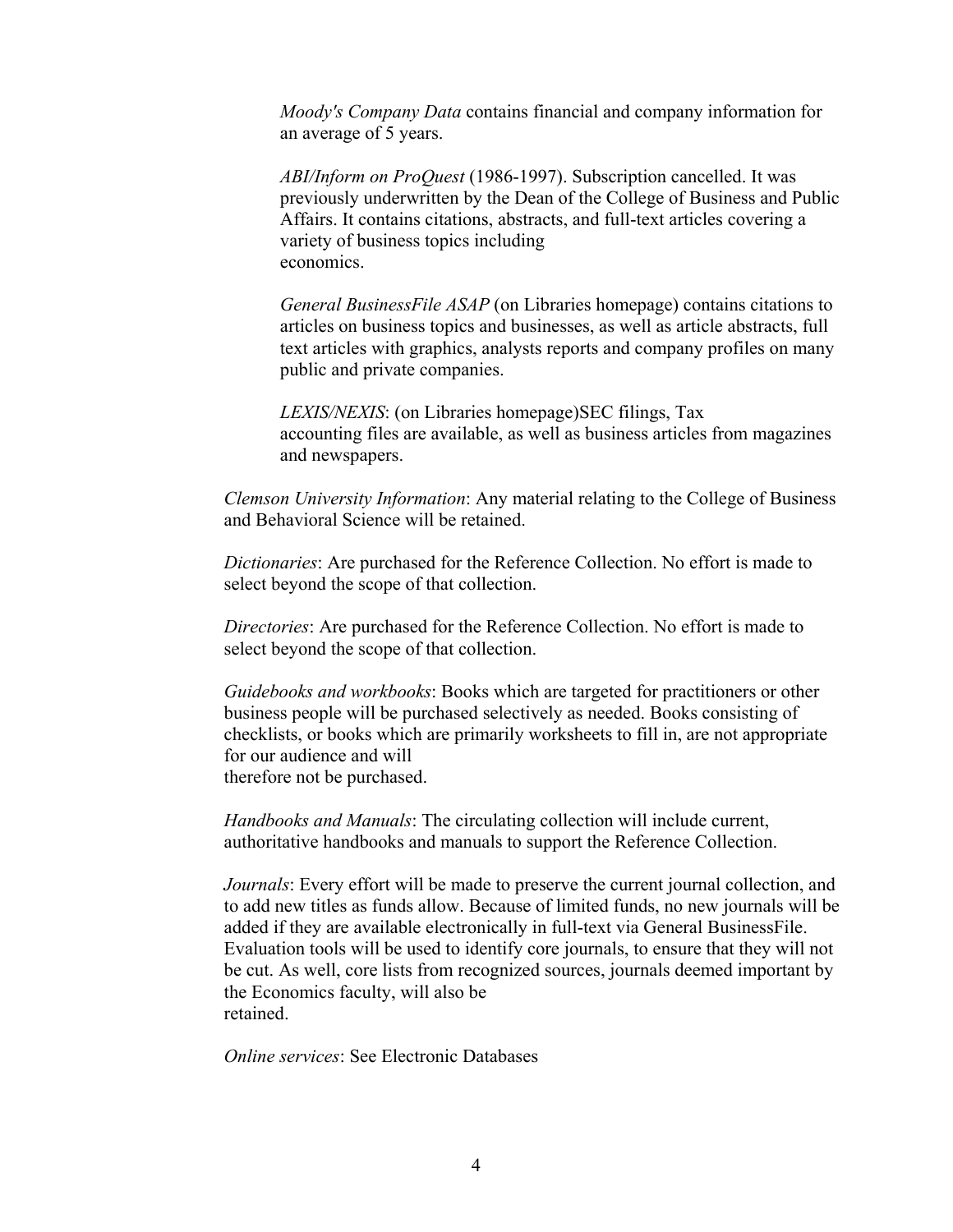*Moody's Company Data* contains financial and company information for an average of 5 years.

*ABI/Inform on ProQuest* (1986-1997). Subscription cancelled. It was previously underwritten by the Dean of the College of Business and Public Affairs. It contains citations, abstracts, and full-text articles covering a variety of business topics including economics.

*General BusinessFile ASAP* (on Libraries homepage) contains citations to articles on business topics and businesses, as well as article abstracts, full text articles with graphics, analysts reports and company profiles on many public and private companies.

*LEXIS/NEXIS*: (on Libraries homepage)SEC filings, Tax accounting files are available, as well as business articles from magazines and newspapers.

*Clemson University Information*: Any material relating to the College of Business and Behavioral Science will be retained.

*Dictionaries*: Are purchased for the Reference Collection. No effort is made to select beyond the scope of that collection.

*Directories*: Are purchased for the Reference Collection. No effort is made to select beyond the scope of that collection.

*Guidebooks and workbooks*: Books which are targeted for practitioners or other business people will be purchased selectively as needed. Books consisting of checklists, or books which are primarily worksheets to fill in, are not appropriate for our audience and will therefore not be purchased.

*Handbooks and Manuals*: The circulating collection will include current, authoritative handbooks and manuals to support the Reference Collection.

*Journals*: Every effort will be made to preserve the current journal collection, and to add new titles as funds allow. Because of limited funds, no new journals will be added if they are available electronically in full-text via General BusinessFile. Evaluation tools will be used to identify core journals, to ensure that they will not be cut. As well, core lists from recognized sources, journals deemed important by the Economics faculty, will also be retained.

*Online services*: See Electronic Databases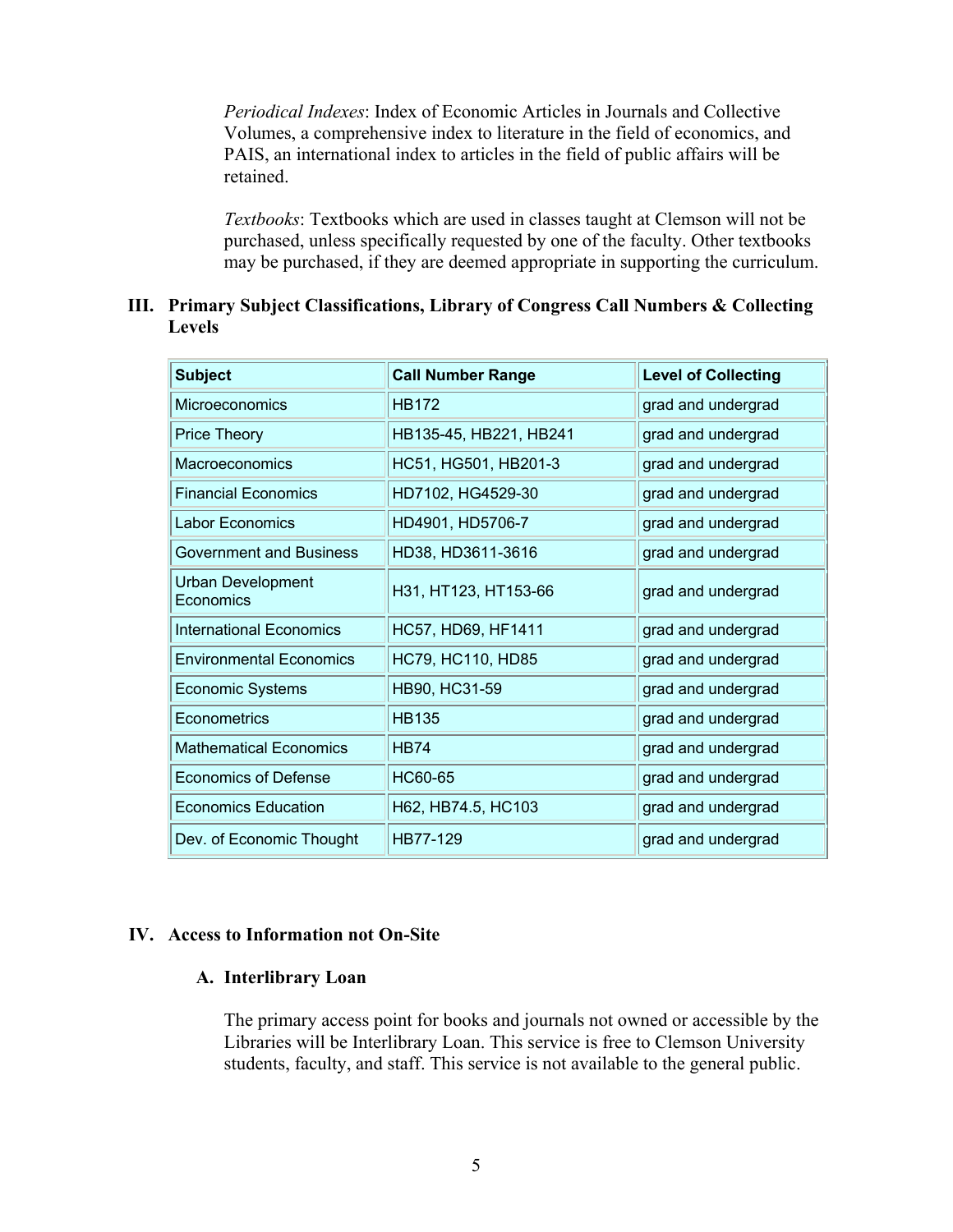*Periodical Indexes*: Index of Economic Articles in Journals and Collective Volumes, a comprehensive index to literature in the field of economics, and PAIS, an international index to articles in the field of public affairs will be retained.

*Textbooks*: Textbooks which are used in classes taught at Clemson will not be purchased, unless specifically requested by one of the faculty. Other textbooks may be purchased, if they are deemed appropriate in supporting the curriculum.

## III. Primary Subject Classifications, Library of Congress Call Numbers & Collecting Levels

| Subject | Call Number Range | Level of Collecting |
|---|---|---|
| Microeconomics | HB172 | grad and undergrad |
| Price Theory | HB135-45, HB221, HB241 | grad and undergrad |
| Macroeconomics | HC51, HG501, HB201-3 | grad and undergrad |
| Financial Economics | HD7102, HG4529-30 | grad and undergrad |
| Labor Economics | HD4901, HD5706-7 | grad and undergrad |
| Government and Business | HD38, HD3611-3616 | grad and undergrad |
| Urban Development Economics | H31, HT123, HT153-66 | grad and undergrad |
| International Economics | HC57, HD69, HF1411 | grad and undergrad |
| Environmental Economics | HC79, HC110, HD85 | grad and undergrad |
| Economic Systems | HB90, HC31-59 | grad and undergrad |
| Econometrics | HB135 | grad and undergrad |
| Mathematical Economics | HB74 | grad and undergrad |
| Economics of Defense | HC60-65 | grad and undergrad |
| Economics Education | H62, HB74.5, HC103 | grad and undergrad |
| Dev. of Economic Thought | HB77-129 | grad and undergrad |

## IV. Access to Information not On-Site

### A. Interlibrary Loan

The primary access point for books and journals not owned or accessible by the Libraries will be Interlibrary Loan. This service is free to Clemson University students, faculty, and staff. This service is not available to the general public.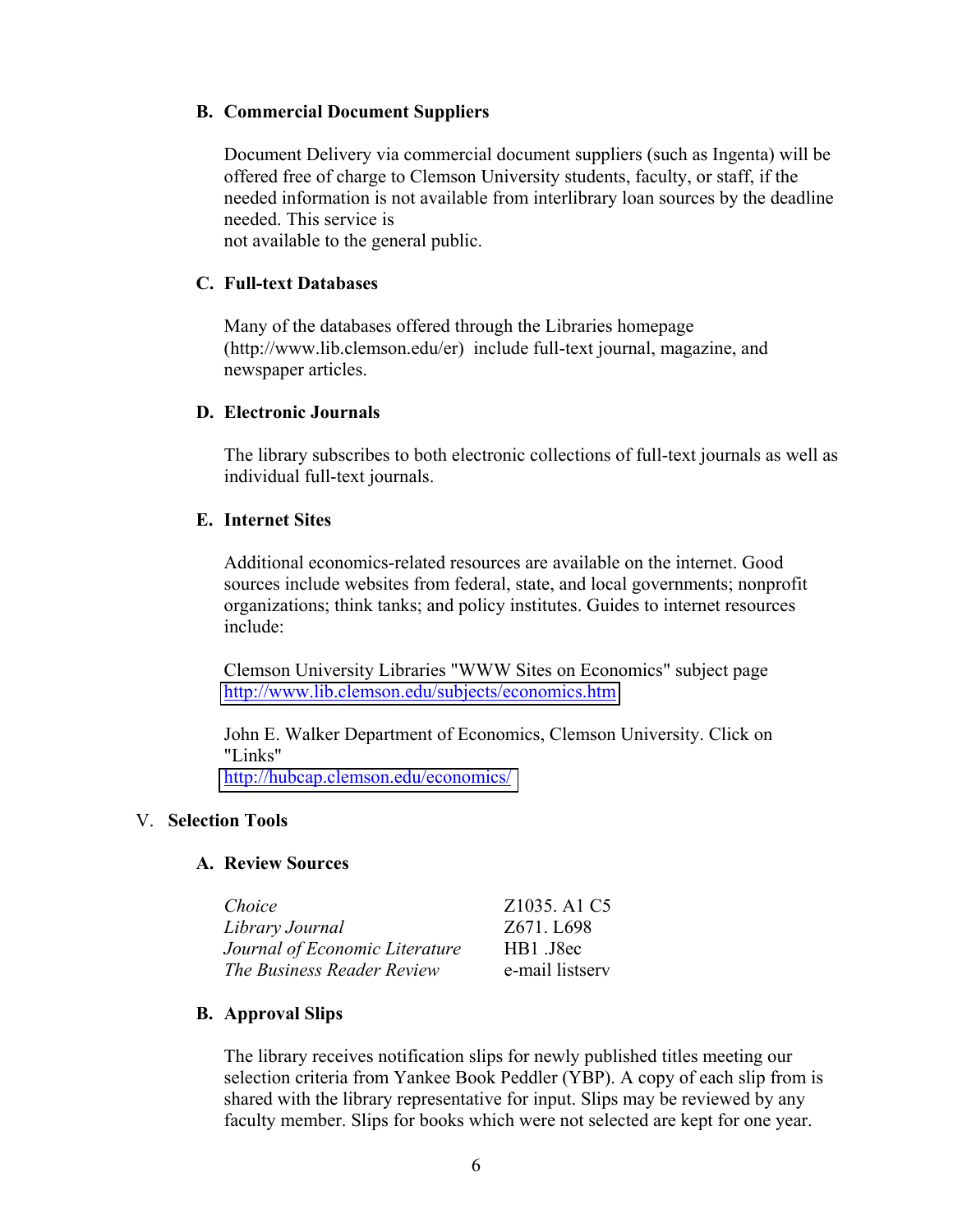### B. Commercial Document Suppliers

Document Delivery via commercial document suppliers (such as Ingenta) will be offered free of charge to Clemson University students, faculty, or staff, if the needed information is not available from interlibrary loan sources by the deadline needed. This service is
not available to the general public.

### C. Full-text Databases

Many of the databases offered through the Libraries homepage (http://www.lib.clemson.edu/er) include full-text journal, magazine, and newspaper articles.

### D. Electronic Journals

The library subscribes to both electronic collections of full-text journals as well as individual full-text journals.

### E. Internet Sites

Additional economics-related resources are available on the internet. Good sources include websites from federal, state, and local governments; nonprofit organizations; think tanks; and policy institutes. Guides to internet resources include:

Clemson University Libraries "WWW Sites on Economics" subject page
http://www.lib.clemson.edu/subjects/economics.htm

John E. Walker Department of Economics, Clemson University. Click on "Links"
http://hubcap.clemson.edu/economics/

## V. Selection Tools

### A. Review Sources

| | |
|---|---|
| *Choice* | Z1035. A1 C5 |
| *Library Journal* | Z671. L698 |
| *Journal of Economic Literature* | HB1 .J8ec |
| *The Business Reader Review* | e-mail listserv |

### B. Approval Slips

The library receives notification slips for newly published titles meeting our selection criteria from Yankee Book Peddler (YBP). A copy of each slip from is shared with the library representative for input. Slips may be reviewed by any faculty member. Slips for books which were not selected are kept for one year.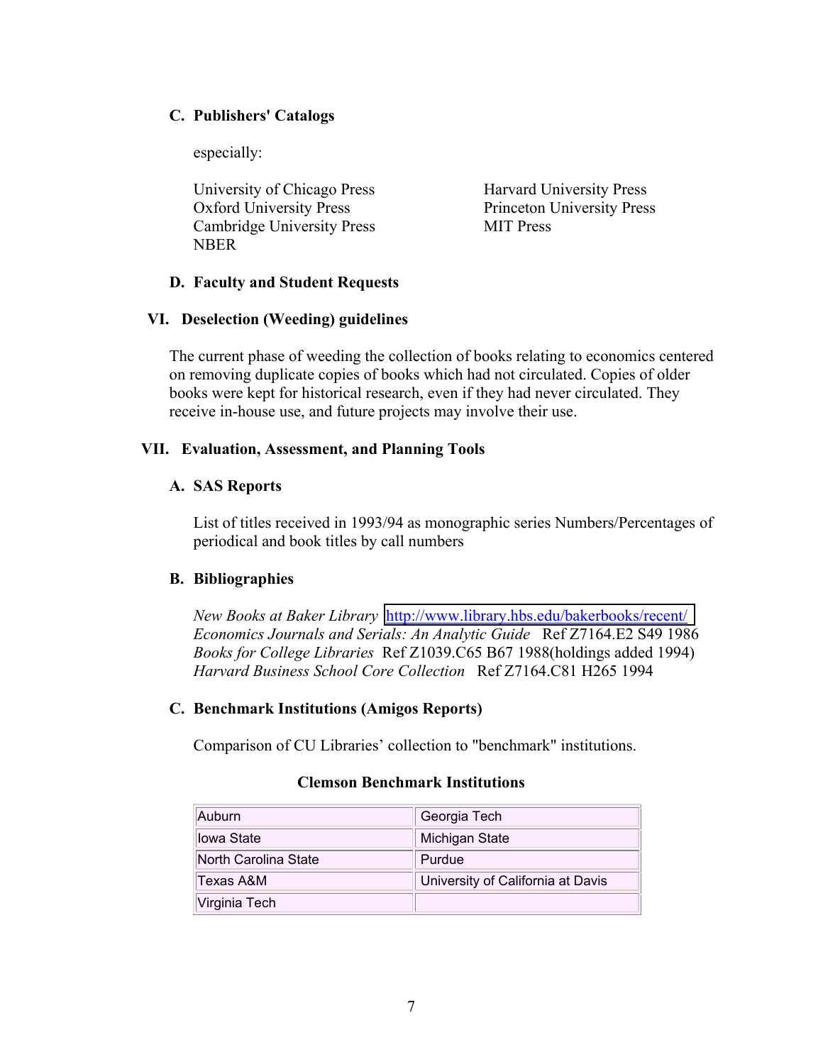### C. Publishers' Catalogs

especially:

University of Chicago Press
Oxford University Press
Cambridge University Press
NBER
Harvard University Press
Princeton University Press
MIT Press

### D. Faculty and Student Requests

## VI. Deselection (Weeding) guidelines

The current phase of weeding the collection of books relating to economics centered on removing duplicate copies of books which had not circulated. Copies of older books were kept for historical research, even if they had never circulated. They receive in-house use, and future projects may involve their use.

## VII. Evaluation, Assessment, and Planning Tools

### A. SAS Reports

List of titles received in 1993/94 as monographic series Numbers/Percentages of periodical and book titles by call numbers

### B. Bibliographies

*New Books at Baker Library* http://www.library.hbs.edu/bakerbooks/recent/
*Economics Journals and Serials: An Analytic Guide* Ref Z7164.E2 S49 1986
*Books for College Libraries* Ref Z1039.C65 B67 1988(holdings added 1994)
*Harvard Business School Core Collection* Ref Z7164.C81 H265 1994

### C. Benchmark Institutions (Amigos Reports)

Comparison of CU Libraries' collection to "benchmark" institutions.

**Clemson Benchmark Institutions**

| | |
|---|---|
| Auburn | Georgia Tech |
| Iowa State | Michigan State |
| North Carolina State | Purdue |
| Texas A&M | University of California at Davis |
| Virginia Tech | |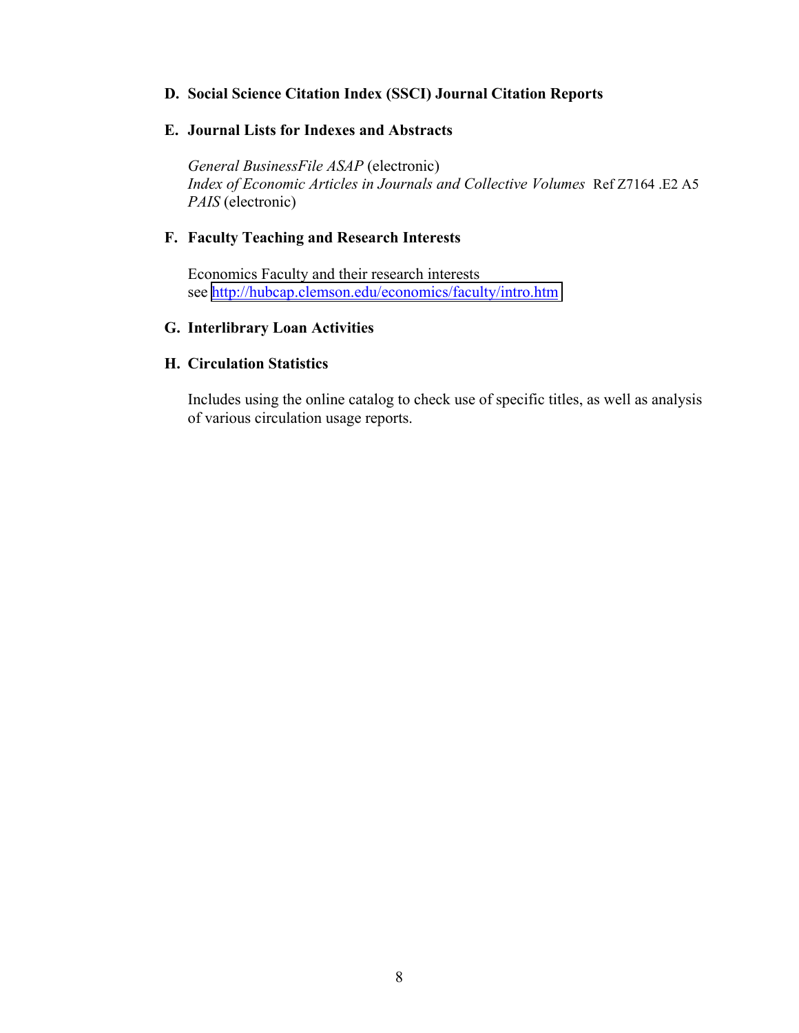**D. Social Science Citation Index (SSCI) Journal Citation Reports**

**E. Journal Lists for Indexes and Abstracts**

*General BusinessFile ASAP* (electronic)
*Index of Economic Articles in Journals and Collective Volumes* Ref Z7164 .E2 A5
*PAIS* (electronic)

**F. Faculty Teaching and Research Interests**

Economics Faculty and their research interests
see http://hubcap.clemson.edu/economics/faculty/intro.htm

**G. Interlibrary Loan Activities**

**H. Circulation Statistics**

Includes using the online catalog to check use of specific titles, as well as analysis of various circulation usage reports.